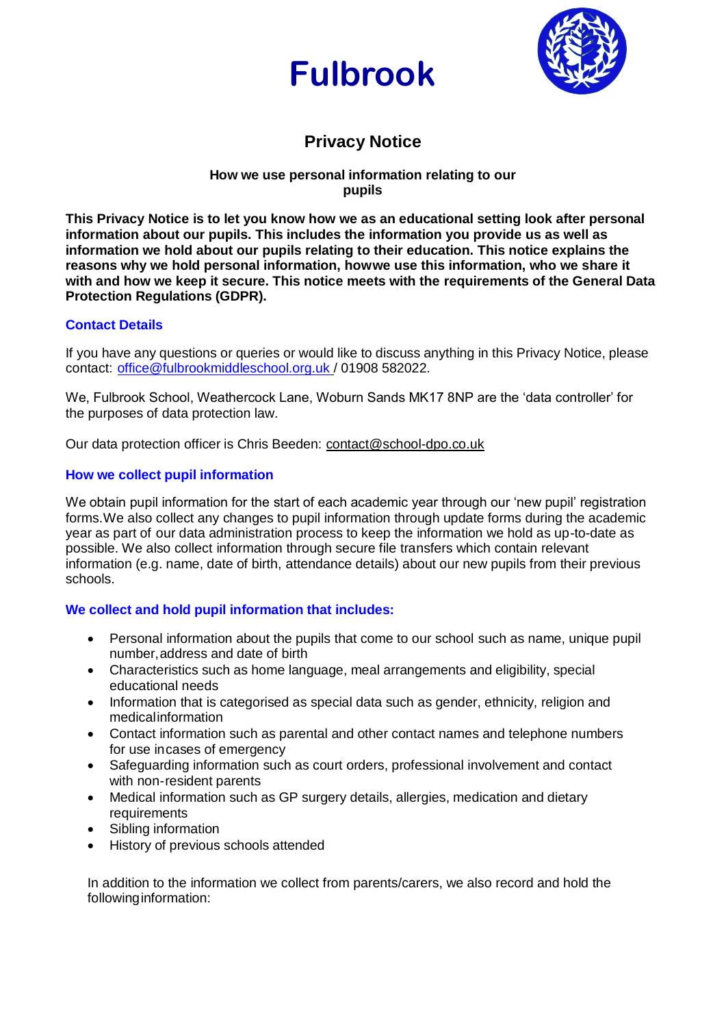# Fulbrook

## Privacy Notice

**How we use personal information relating to our pupils**

**This Privacy Notice is to let you know how we as an educational setting look after personal information about our pupils. This includes the information you provide us as well as information we hold about our pupils relating to their education. This notice explains the reasons why we hold personal information, howwe use this information, who we share it with and how we keep it secure. This notice meets with the requirements of the General Data Protection Regulations (GDPR).**

### Contact Details

If you have any questions or queries or would like to discuss anything in this Privacy Notice, please contact: office@fulbrookmiddleschool.org.uk / 01908 582022.

We, Fulbrook School, Weathercock Lane, Woburn Sands MK17 8NP are the 'data controller' for the purposes of data protection law.

Our data protection officer is Chris Beeden: contact@school-dpo.co.uk

### How we collect pupil information

We obtain pupil information for the start of each academic year through our 'new pupil' registration forms.We also collect any changes to pupil information through update forms during the academic year as part of our data administration process to keep the information we hold as up-to-date as possible. We also collect information through secure file transfers which contain relevant information (e.g. name, date of birth, attendance details) about our new pupils from their previous schools.

### We collect and hold pupil information that includes:

- Personal information about the pupils that come to our school such as name, unique pupil number,address and date of birth
- Characteristics such as home language, meal arrangements and eligibility, special educational needs
- Information that is categorised as special data such as gender, ethnicity, religion and medicalinformation
- Contact information such as parental and other contact names and telephone numbers for use incases of emergency
- Safeguarding information such as court orders, professional involvement and contact with non-resident parents
- Medical information such as GP surgery details, allergies, medication and dietary requirements
- Sibling information
- History of previous schools attended

In addition to the information we collect from parents/carers, we also record and hold the followinginformation: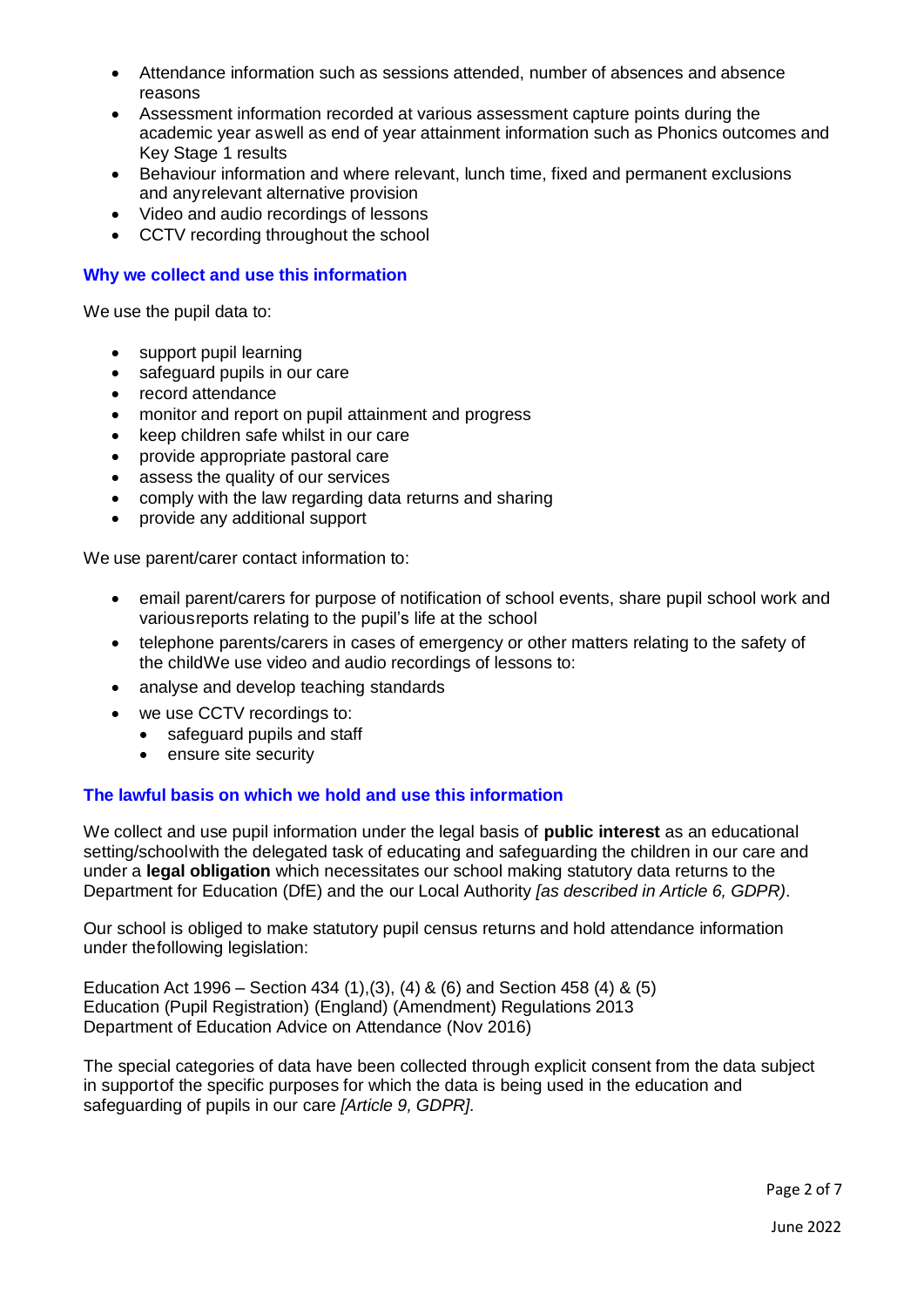- Attendance information such as sessions attended, number of absences and absence reasons
- Assessment information recorded at various assessment capture points during the academic year aswell as end of year attainment information such as Phonics outcomes and Key Stage 1 results
- Behaviour information and where relevant, lunch time, fixed and permanent exclusions and anyrelevant alternative provision
- Video and audio recordings of lessons
- CCTV recording throughout the school

### Why we collect and use this information

We use the pupil data to:

- support pupil learning
- safeguard pupils in our care
- record attendance
- monitor and report on pupil attainment and progress
- keep children safe whilst in our care
- provide appropriate pastoral care
- assess the quality of our services
- comply with the law regarding data returns and sharing
- provide any additional support

We use parent/carer contact information to:

- email parent/carers for purpose of notification of school events, share pupil school work and variousreports relating to the pupil's life at the school
- telephone parents/carers in cases of emergency or other matters relating to the safety of the childWe use video and audio recordings of lessons to:
- analyse and develop teaching standards
- we use CCTV recordings to:
  - safeguard pupils and staff
  - ensure site security

### The lawful basis on which we hold and use this information

We collect and use pupil information under the legal basis of **public interest** as an educational setting/schoolwith the delegated task of educating and safeguarding the children in our care and under a **legal obligation** which necessitates our school making statutory data returns to the Department for Education (DfE) and the our Local Authority *[as described in Article 6, GDPR)*.

Our school is obliged to make statutory pupil census returns and hold attendance information under thefollowing legislation:

Education Act 1996 – Section 434 (1),(3), (4) & (6) and Section 458 (4) & (5)
Education (Pupil Registration) (England) (Amendment) Regulations 2013
Department of Education Advice on Attendance (Nov 2016)

The special categories of data have been collected through explicit consent from the data subject in supportof the specific purposes for which the data is being used in the education and safeguarding of pupils in our care *[Article 9, GDPR].*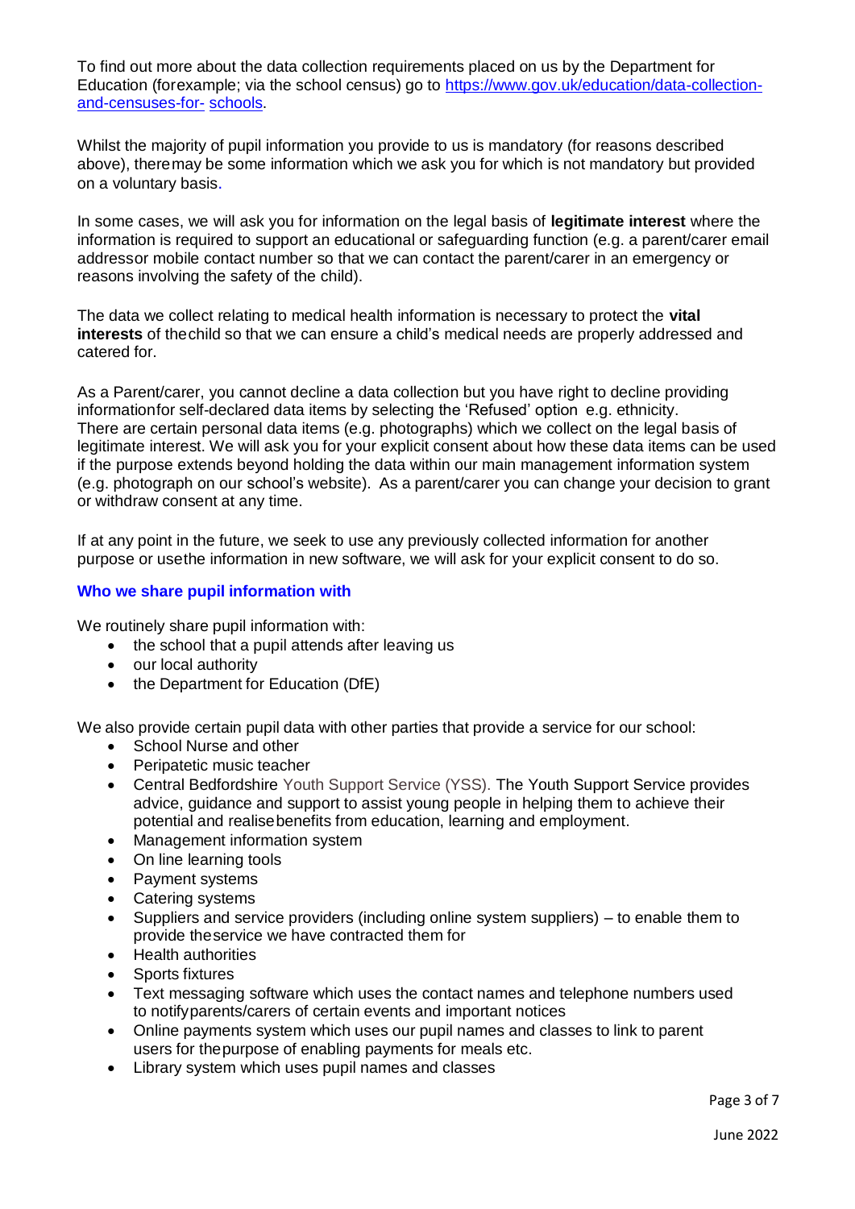To find out more about the data collection requirements placed on us by the Department for Education (forexample; via the school census) go to [https://www.gov.uk/education/data-collection-and-censuses-for- schools](https://www.gov.uk/education/data-collection-and-censuses-for-schools).

Whilst the majority of pupil information you provide to us is mandatory (for reasons described above), theremay be some information which we ask you for which is not mandatory but provided on a voluntary basis.

In some cases, we will ask you for information on the legal basis of **legitimate interest** where the information is required to support an educational or safeguarding function (e.g. a parent/carer email addressor mobile contact number so that we can contact the parent/carer in an emergency or reasons involving the safety of the child).

The data we collect relating to medical health information is necessary to protect the **vital interests** of thechild so that we can ensure a child's medical needs are properly addressed and catered for.

As a Parent/carer, you cannot decline a data collection but you have right to decline providing informationfor self-declared data items by selecting the 'Refused' option e.g. ethnicity.
There are certain personal data items (e.g. photographs) which we collect on the legal basis of legitimate interest. We will ask you for your explicit consent about how these data items can be used if the purpose extends beyond holding the data within our main management information system (e.g. photograph on our school's website). As a parent/carer you can change your decision to grant or withdraw consent at any time.

If at any point in the future, we seek to use any previously collected information for another purpose or usethe information in new software, we will ask for your explicit consent to do so.

## Who we share pupil information with

We routinely share pupil information with:

- the school that a pupil attends after leaving us
- our local authority
- the Department for Education (DfE)

We also provide certain pupil data with other parties that provide a service for our school:

- School Nurse and other
- Peripatetic music teacher
- Central Bedfordshire Youth Support Service (YSS). The Youth Support Service provides advice, guidance and support to assist young people in helping them to achieve their potential and realisebenefits from education, learning and employment.
- Management information system
- On line learning tools
- Payment systems
- Catering systems
- Suppliers and service providers (including online system suppliers) – to enable them to provide theservice we have contracted them for
- Health authorities
- Sports fixtures
- Text messaging software which uses the contact names and telephone numbers used to notifyparents/carers of certain events and important notices
- Online payments system which uses our pupil names and classes to link to parent users for thepurpose of enabling payments for meals etc.
- Library system which uses pupil names and classes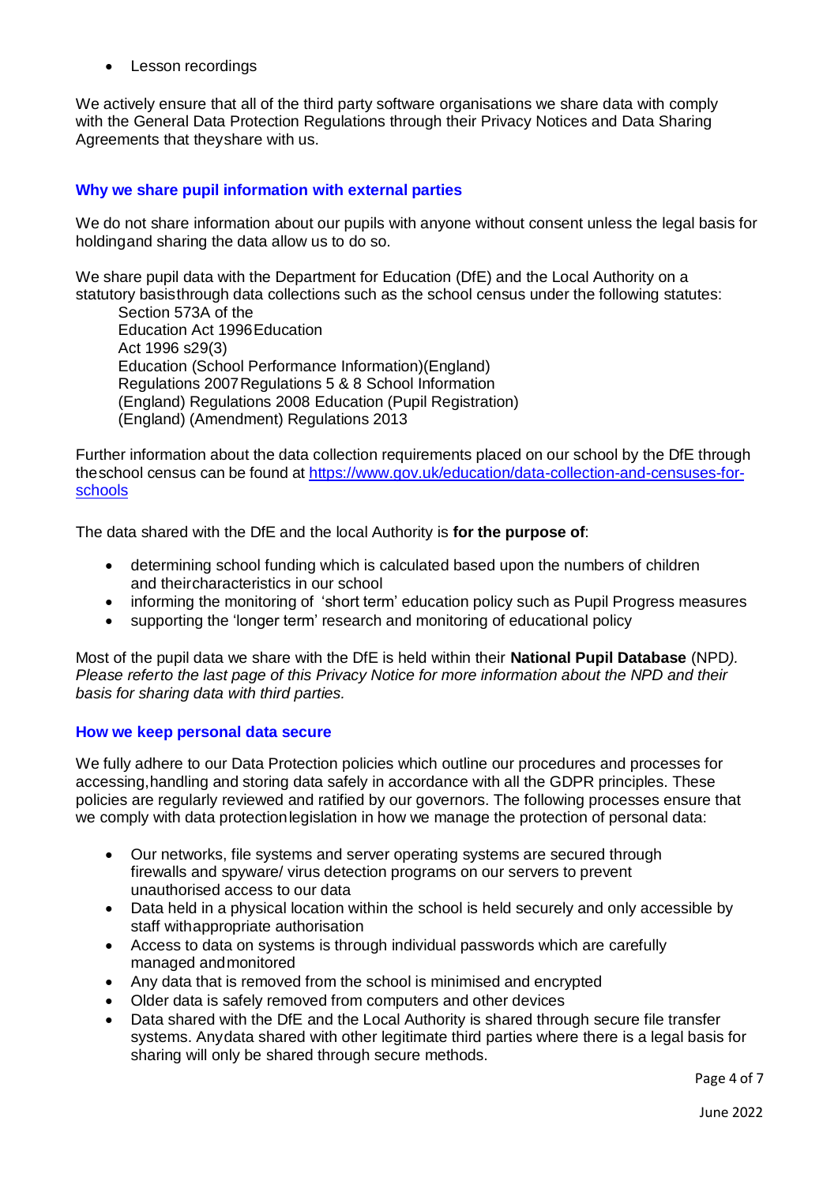- Lesson recordings

We actively ensure that all of the third party software organisations we share data with comply with the General Data Protection Regulations through their Privacy Notices and Data Sharing Agreements that theyshare with us.

### Why we share pupil information with external parties

We do not share information about our pupils with anyone without consent unless the legal basis for holdingand sharing the data allow us to do so.

We share pupil data with the Department for Education (DfE) and the Local Authority on a statutory basisthrough data collections such as the school census under the following statutes:

Section 573A of the
Education Act 1996Education
Act 1996 s29(3)
Education (School Performance Information)(England)
Regulations 2007Regulations 5 & 8 School Information
(England) Regulations 2008 Education (Pupil Registration)
(England) (Amendment) Regulations 2013

Further information about the data collection requirements placed on our school by the DfE through theschool census can be found at [https://www.gov.uk/education/data-collection-and-censuses-for-schools](https://www.gov.uk/education/data-collection-and-censuses-for-schools)

The data shared with the DfE and the local Authority is **for the purpose of**:

- determining school funding which is calculated based upon the numbers of children and theircharacteristics in our school
- informing the monitoring of 'short term' education policy such as Pupil Progress measures
- supporting the 'longer term' research and monitoring of educational policy

Most of the pupil data we share with the DfE is held within their **National Pupil Database** (NPD*). Please referto the last page of this Privacy Notice for more information about the NPD and their basis for sharing data with third parties.*

### How we keep personal data secure

We fully adhere to our Data Protection policies which outline our procedures and processes for accessing,handling and storing data safely in accordance with all the GDPR principles. These policies are regularly reviewed and ratified by our governors. The following processes ensure that we comply with data protectionlegislation in how we manage the protection of personal data:

- Our networks, file systems and server operating systems are secured through firewalls and spyware/ virus detection programs on our servers to prevent unauthorised access to our data
- Data held in a physical location within the school is held securely and only accessible by staff withappropriate authorisation
- Access to data on systems is through individual passwords which are carefully managed andmonitored
- Any data that is removed from the school is minimised and encrypted
- Older data is safely removed from computers and other devices
- Data shared with the DfE and the Local Authority is shared through secure file transfer systems. Anydata shared with other legitimate third parties where there is a legal basis for sharing will only be shared through secure methods.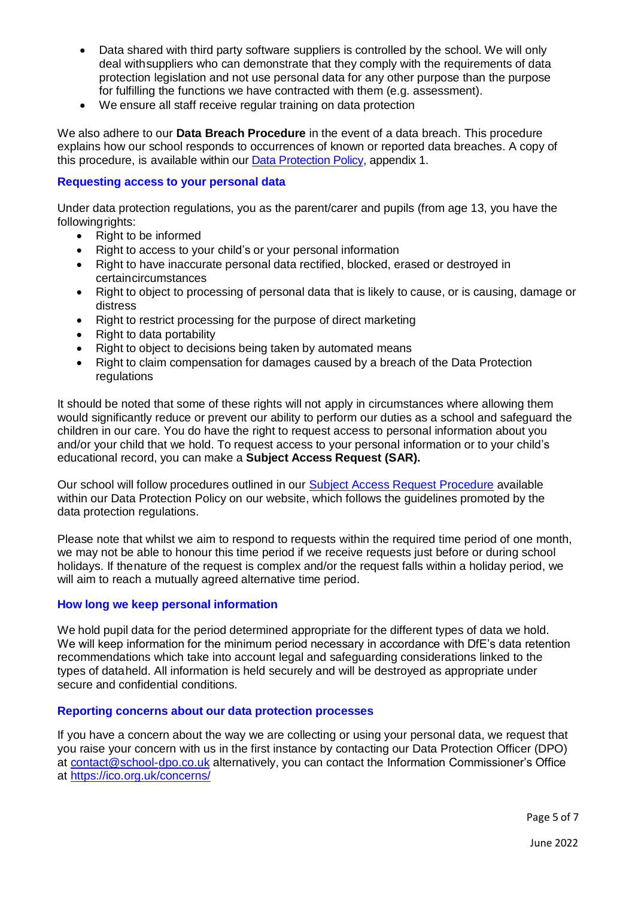- Data shared with third party software suppliers is controlled by the school. We will only deal withsuppliers who can demonstrate that they comply with the requirements of data protection legislation and not use personal data for any other purpose than the purpose for fulfilling the functions we have contracted with them (e.g. assessment).
- We ensure all staff receive regular training on data protection

We also adhere to our **Data Breach Procedure** in the event of a data breach. This procedure explains how our school responds to occurrences of known or reported data breaches. A copy of this procedure, is available within our Data Protection Policy, appendix 1.

### Requesting access to your personal data

Under data protection regulations, you as the parent/carer and pupils (from age 13, you have the followingrights:

- Right to be informed
- Right to access to your child's or your personal information
- Right to have inaccurate personal data rectified, blocked, erased or destroyed in certaincircumstances
- Right to object to processing of personal data that is likely to cause, or is causing, damage or distress
- Right to restrict processing for the purpose of direct marketing
- Right to data portability
- Right to object to decisions being taken by automated means
- Right to claim compensation for damages caused by a breach of the Data Protection regulations

It should be noted that some of these rights will not apply in circumstances where allowing them would significantly reduce or prevent our ability to perform our duties as a school and safeguard the children in our care. You do have the right to request access to personal information about you and/or your child that we hold. To request access to your personal information or to your child's educational record, you can make a **Subject Access Request (SAR).**

Our school will follow procedures outlined in our Subject Access Request Procedure available within our Data Protection Policy on our website, which follows the guidelines promoted by the data protection regulations.

Please note that whilst we aim to respond to requests within the required time period of one month, we may not be able to honour this time period if we receive requests just before or during school holidays. If thenature of the request is complex and/or the request falls within a holiday period, we will aim to reach a mutually agreed alternative time period.

### How long we keep personal information

We hold pupil data for the period determined appropriate for the different types of data we hold. We will keep information for the minimum period necessary in accordance with DfE's data retention recommendations which take into account legal and safeguarding considerations linked to the types of dataheld. All information is held securely and will be destroyed as appropriate under secure and confidential conditions.

### Reporting concerns about our data protection processes

If you have a concern about the way we are collecting or using your personal data, we request that you raise your concern with us in the first instance by contacting our Data Protection Officer (DPO) at contact@school-dpo.co.uk alternatively, you can contact the Information Commissioner's Office at https://ico.org.uk/concerns/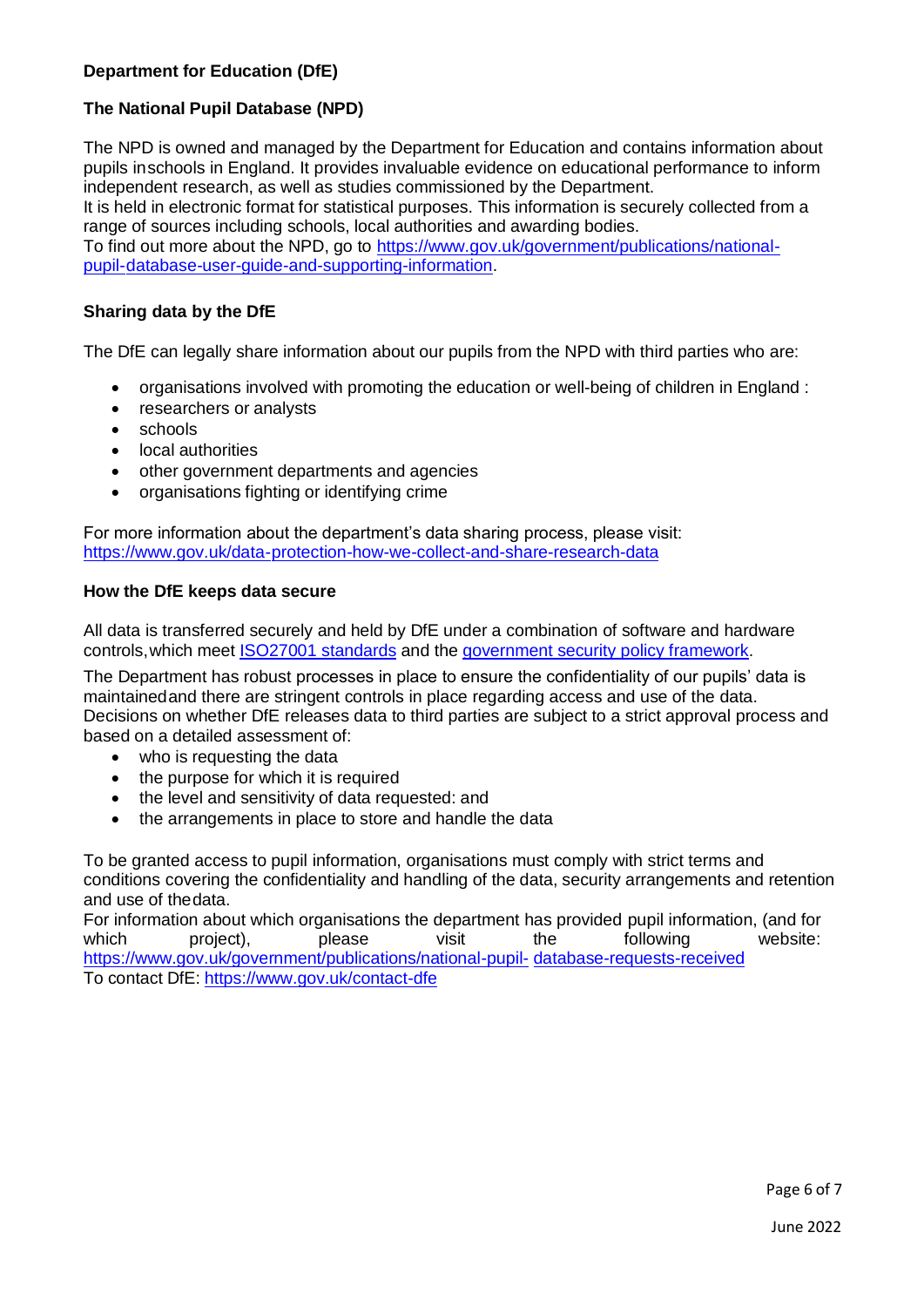**Department for Education (DfE)**

**The National Pupil Database (NPD)**

The NPD is owned and managed by the Department for Education and contains information about pupils inschools in England. It provides invaluable evidence on educational performance to inform independent research, as well as studies commissioned by the Department.
It is held in electronic format for statistical purposes. This information is securely collected from a range of sources including schools, local authorities and awarding bodies.
To find out more about the NPD, go to https://www.gov.uk/government/publications/national-pupil-database-user-guide-and-supporting-information.

**Sharing data by the DfE**

The DfE can legally share information about our pupils from the NPD with third parties who are:

- organisations involved with promoting the education or well-being of children in England :
- researchers or analysts
- schools
- local authorities
- other government departments and agencies
- organisations fighting or identifying crime

For more information about the department's data sharing process, please visit:
https://www.gov.uk/data-protection-how-we-collect-and-share-research-data

**How the DfE keeps data secure**

All data is transferred securely and held by DfE under a combination of software and hardware controls, which meet ISO27001 standards and the government security policy framework.

The Department has robust processes in place to ensure the confidentiality of our pupils' data is maintainedand there are stringent controls in place regarding access and use of the data.
Decisions on whether DfE releases data to third parties are subject to a strict approval process and based on a detailed assessment of:

- who is requesting the data
- the purpose for which it is required
- the level and sensitivity of data requested: and
- the arrangements in place to store and handle the data

To be granted access to pupil information, organisations must comply with strict terms and conditions covering the confidentiality and handling of the data, security arrangements and retention and use of thedata.
For information about which organisations the department has provided pupil information, (and for which project), please visit the following website: https://www.gov.uk/government/publications/national-pupil- database-requests-received
To contact DfE: https://www.gov.uk/contact-dfe

June 2022